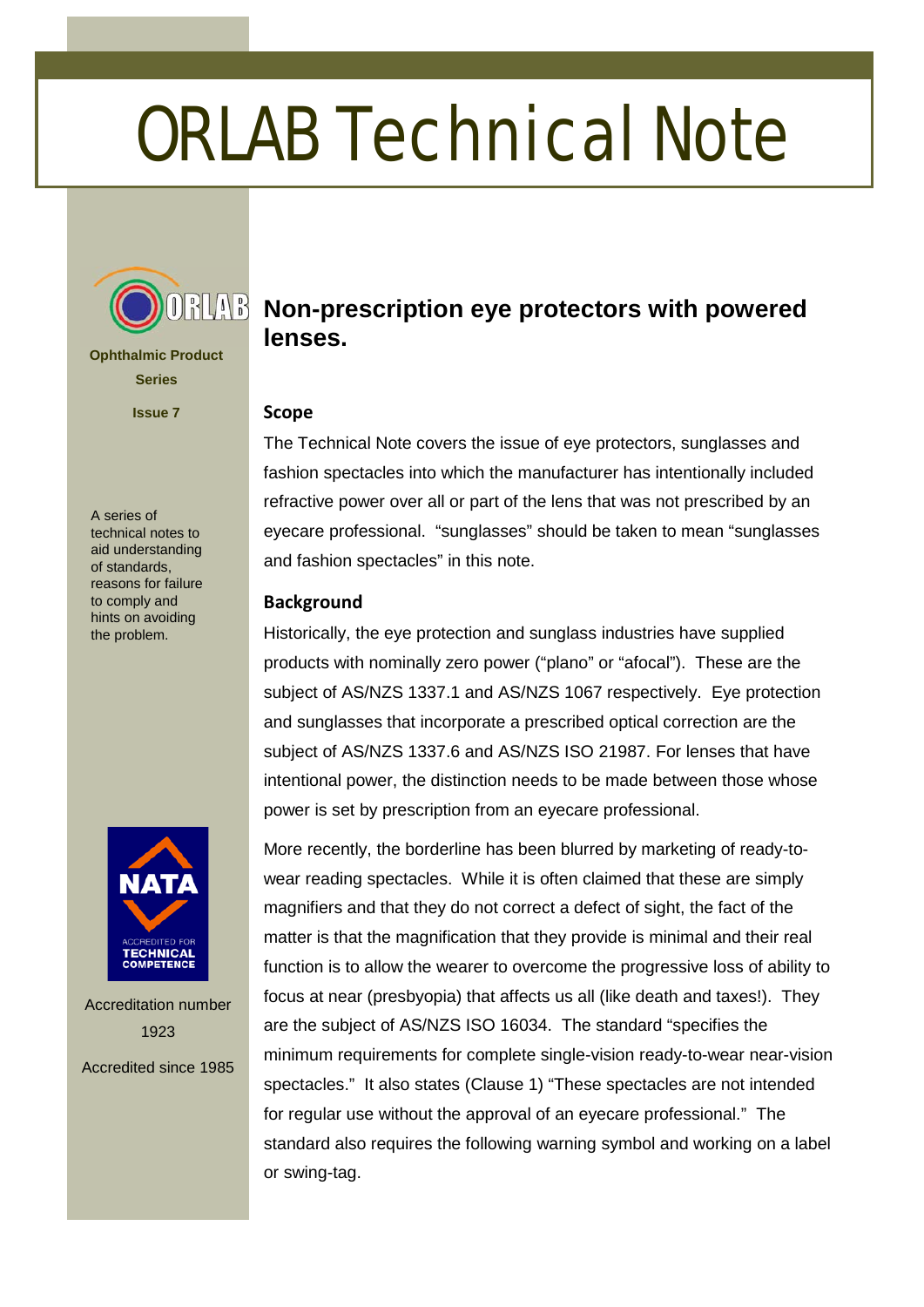# ORLAB Technical Note

Ophthalmic Product Series

Issue 7

A series of technical notes to aid understanding of standards, reasons for failure to comply and hints on avoiding the problem.

NATA ACCREDITED FOR TECHNICAL COMPETENCE

Accreditation number 1923

Accredited since 1985

## Non-prescription eye protectors with powered lenses.

### Scope

The Technical Note covers the issue of eye protectors, sunglasses and fashion spectacles into which the manufacturer has intentionally included refractive power over all or part of the lens that was not prescribed by an eyecare professional. “sunglasses” should be taken to mean “sunglasses and fashion spectacles” in this note.

### Background

Historically, the eye protection and sunglass industries have supplied products with nominally zero power (“plano” or “afocal”). These are the subject of AS/NZS 1337.1 and AS/NZS 1067 respectively. Eye protection and sunglasses that incorporate a prescribed optical correction are the subject of AS/NZS 1337.6 and AS/NZS ISO 21987. For lenses that have intentional power, the distinction needs to be made between those whose power is set by prescription from an eyecare professional.

More recently, the borderline has been blurred by marketing of ready-to-wear reading spectacles. While it is often claimed that these are simply magnifiers and that they do not correct a defect of sight, the fact of the matter is that the magnification that they provide is minimal and their real function is to allow the wearer to overcome the progressive loss of ability to focus at near (presbyopia) that affects us all (like death and taxes!). They are the subject of AS/NZS ISO 16034. The standard “specifies the minimum requirements for complete single-vision ready-to-wear near-vision spectacles.” It also states (Clause 1) “These spectacles are not intended for regular use without the approval of an eyecare professional.” The standard also requires the following warning symbol and working on a label or swing-tag.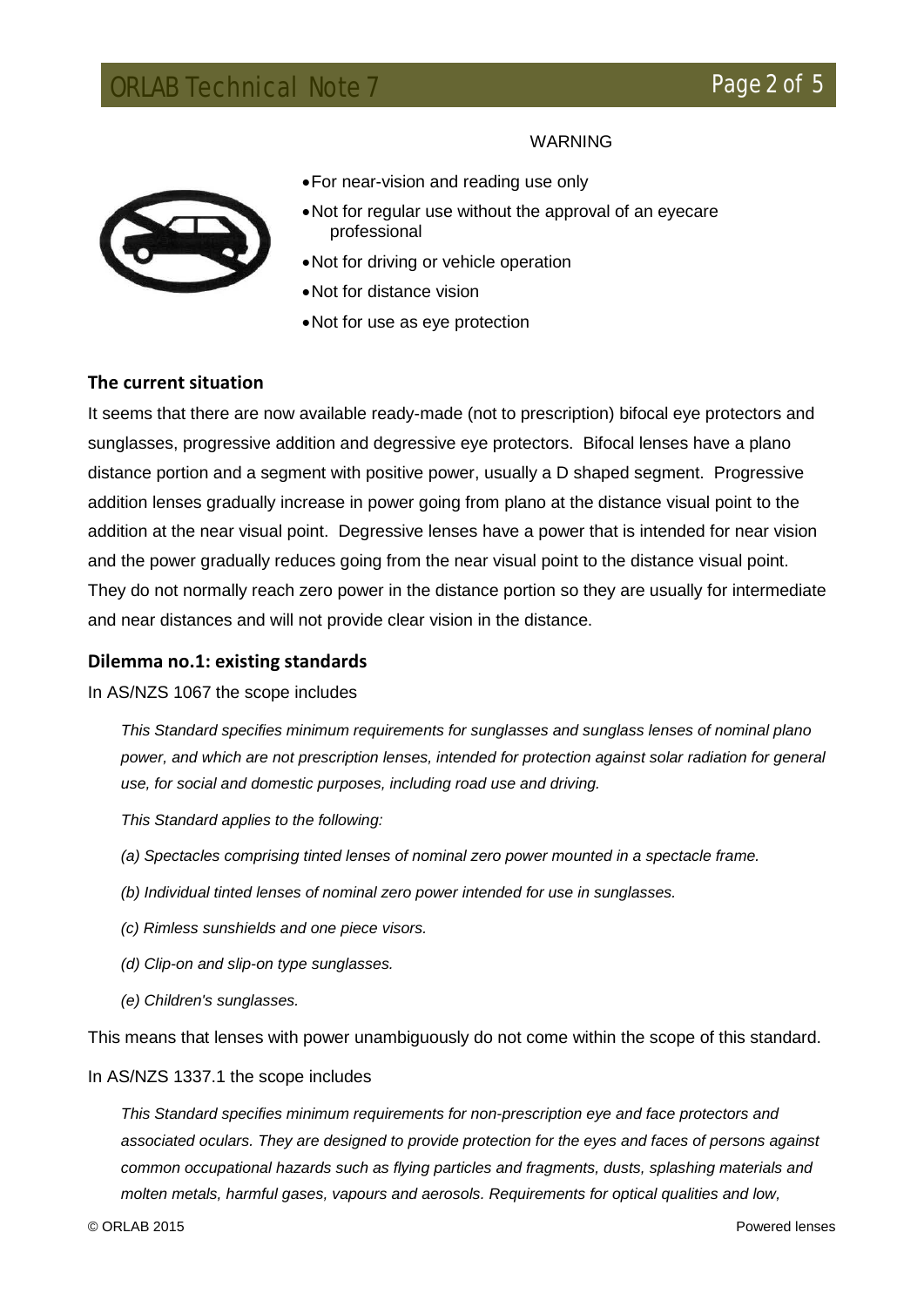WARNING

- For near-vision and reading use only
- Not for regular use without the approval of an eyecare professional
- Not for driving or vehicle operation
- Not for distance vision
- Not for use as eye protection

### The current situation

It seems that there are now available ready-made (not to prescription) bifocal eye protectors and sunglasses, progressive addition and degressive eye protectors. Bifocal lenses have a plano distance portion and a segment with positive power, usually a D shaped segment. Progressive addition lenses gradually increase in power going from plano at the distance visual point to the addition at the near visual point. Degressive lenses have a power that is intended for near vision and the power gradually reduces going from the near visual point to the distance visual point. They do not normally reach zero power in the distance portion so they are usually for intermediate and near distances and will not provide clear vision in the distance.

### Dilemma no.1: existing standards

In AS/NZS 1067 the scope includes

> *This Standard specifies minimum requirements for sunglasses and sunglass lenses of nominal plano power, and which are not prescription lenses, intended for protection against solar radiation for general use, for social and domestic purposes, including road use and driving.*
>
> *This Standard applies to the following:*
>
> *(a) Spectacles comprising tinted lenses of nominal zero power mounted in a spectacle frame.*
>
> *(b) Individual tinted lenses of nominal zero power intended for use in sunglasses.*
>
> *(c) Rimless sunshields and one piece visors.*
>
> *(d) Clip-on and slip-on type sunglasses.*
>
> *(e) Children's sunglasses.*

This means that lenses with power unambiguously do not come within the scope of this standard.

In AS/NZS 1337.1 the scope includes

> *This Standard specifies minimum requirements for non-prescription eye and face protectors and associated oculars. They are designed to provide protection for the eyes and faces of persons against common occupational hazards such as flying particles and fragments, dusts, splashing materials and molten metals, harmful gases, vapours and aerosols. Requirements for optical qualities and low,*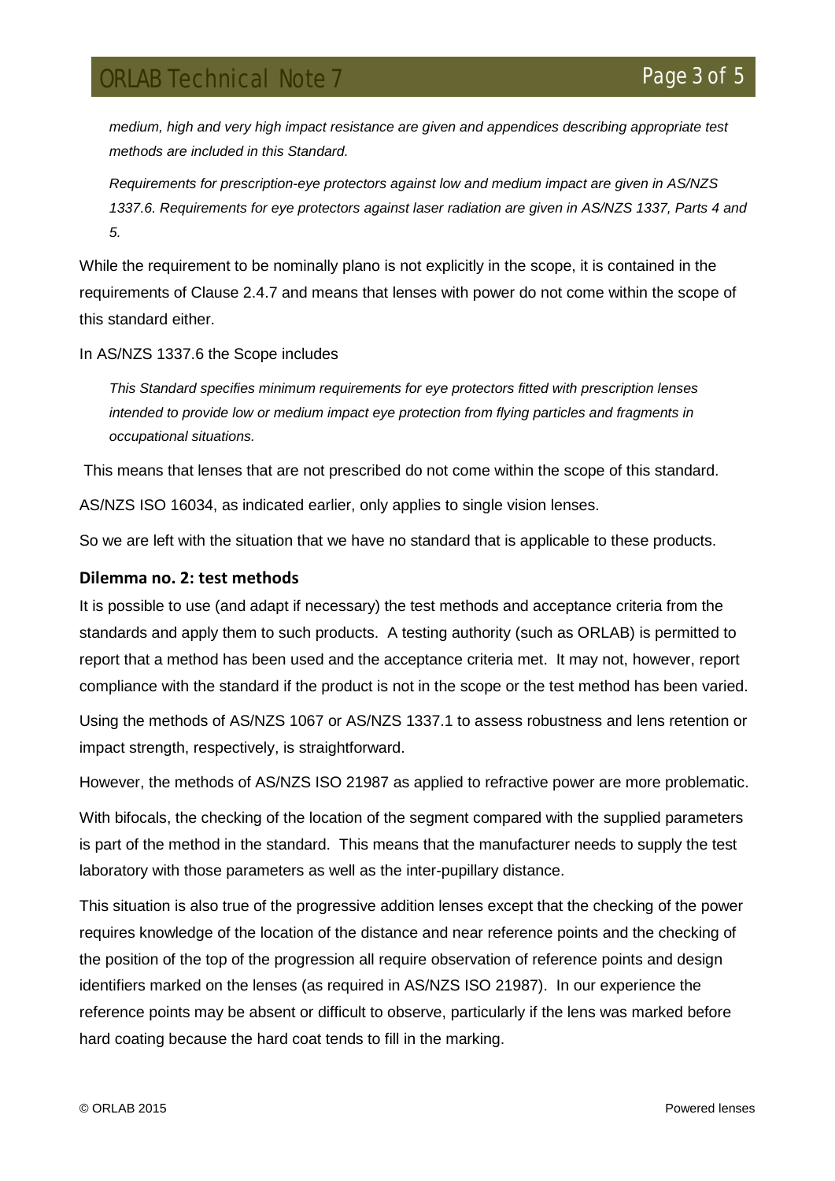*medium, high and very high impact resistance are given and appendices describing appropriate test methods are included in this Standard.*

*Requirements for prescription-eye protectors against low and medium impact are given in AS/NZS 1337.6. Requirements for eye protectors against laser radiation are given in AS/NZS 1337, Parts 4 and 5.*

While the requirement to be nominally plano is not explicitly in the scope, it is contained in the requirements of Clause 2.4.7 and means that lenses with power do not come within the scope of this standard either.

In AS/NZS 1337.6 the Scope includes

*This Standard specifies minimum requirements for eye protectors fitted with prescription lenses intended to provide low or medium impact eye protection from flying particles and fragments in occupational situations.*

This means that lenses that are not prescribed do not come within the scope of this standard.

AS/NZS ISO 16034, as indicated earlier, only applies to single vision lenses.

So we are left with the situation that we have no standard that is applicable to these products.

### Dilemma no. 2: test methods

It is possible to use (and adapt if necessary) the test methods and acceptance criteria from the standards and apply them to such products. A testing authority (such as ORLAB) is permitted to report that a method has been used and the acceptance criteria met. It may not, however, report compliance with the standard if the product is not in the scope or the test method has been varied.

Using the methods of AS/NZS 1067 or AS/NZS 1337.1 to assess robustness and lens retention or impact strength, respectively, is straightforward.

However, the methods of AS/NZS ISO 21987 as applied to refractive power are more problematic.

With bifocals, the checking of the location of the segment compared with the supplied parameters is part of the method in the standard. This means that the manufacturer needs to supply the test laboratory with those parameters as well as the inter-pupillary distance.

This situation is also true of the progressive addition lenses except that the checking of the power requires knowledge of the location of the distance and near reference points and the checking of the position of the top of the progression all require observation of reference points and design identifiers marked on the lenses (as required in AS/NZS ISO 21987). In our experience the reference points may be absent or difficult to observe, particularly if the lens was marked before hard coating because the hard coat tends to fill in the marking.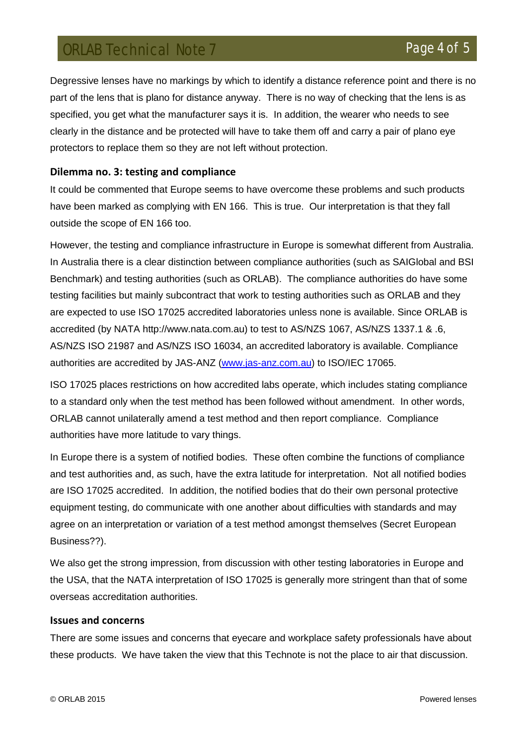Degressive lenses have no markings by which to identify a distance reference point and there is no part of the lens that is plano for distance anyway. There is no way of checking that the lens is as specified, you get what the manufacturer says it is. In addition, the wearer who needs to see clearly in the distance and be protected will have to take them off and carry a pair of plano eye protectors to replace them so they are not left without protection.

### Dilemma no. 3: testing and compliance

It could be commented that Europe seems to have overcome these problems and such products have been marked as complying with EN 166. This is true. Our interpretation is that they fall outside the scope of EN 166 too.

However, the testing and compliance infrastructure in Europe is somewhat different from Australia. In Australia there is a clear distinction between compliance authorities (such as SAIGlobal and BSI Benchmark) and testing authorities (such as ORLAB). The compliance authorities do have some testing facilities but mainly subcontract that work to testing authorities such as ORLAB and they are expected to use ISO 17025 accredited laboratories unless none is available. Since ORLAB is accredited (by NATA http://www.nata.com.au) to test to AS/NZS 1067, AS/NZS 1337.1 & .6, AS/NZS ISO 21987 and AS/NZS ISO 16034, an accredited laboratory is available. Compliance authorities are accredited by JAS-ANZ ([www.jas-anz.com.au](http://www.jas-anz.com.au)) to ISO/IEC 17065.

ISO 17025 places restrictions on how accredited labs operate, which includes stating compliance to a standard only when the test method has been followed without amendment. In other words, ORLAB cannot unilaterally amend a test method and then report compliance. Compliance authorities have more latitude to vary things.

In Europe there is a system of notified bodies. These often combine the functions of compliance and test authorities and, as such, have the extra latitude for interpretation. Not all notified bodies are ISO 17025 accredited. In addition, the notified bodies that do their own personal protective equipment testing, do communicate with one another about difficulties with standards and may agree on an interpretation or variation of a test method amongst themselves (Secret European Business??).

We also get the strong impression, from discussion with other testing laboratories in Europe and the USA, that the NATA interpretation of ISO 17025 is generally more stringent than that of some overseas accreditation authorities.

### Issues and concerns

There are some issues and concerns that eyecare and workplace safety professionals have about these products. We have taken the view that this Technote is not the place to air that discussion.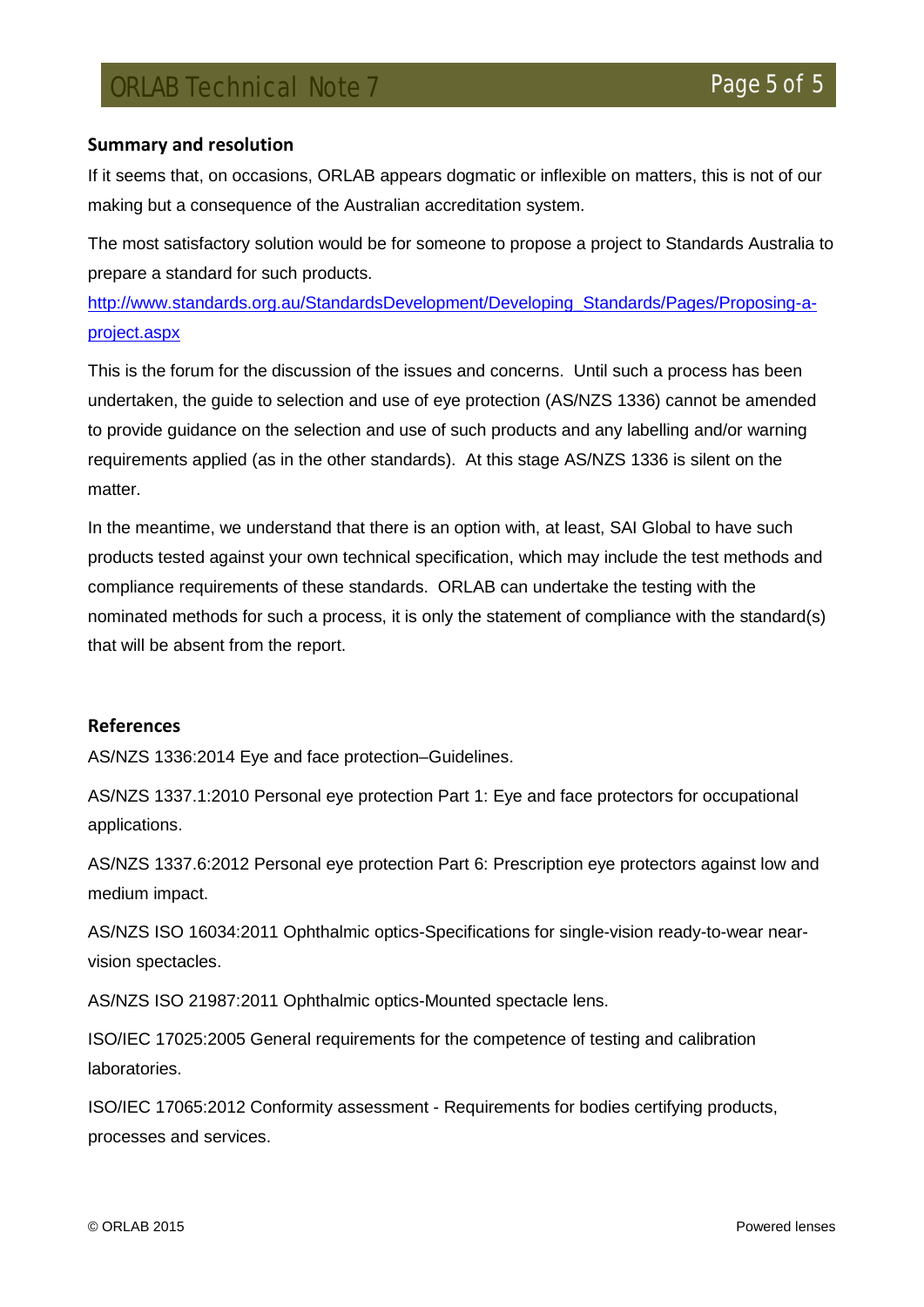## Summary and resolution

If it seems that, on occasions, ORLAB appears dogmatic or inflexible on matters, this is not of our making but a consequence of the Australian accreditation system.

The most satisfactory solution would be for someone to propose a project to Standards Australia to prepare a standard for such products.

http://www.standards.org.au/StandardsDevelopment/Developing_Standards/Pages/Proposing-a-project.aspx

This is the forum for the discussion of the issues and concerns. Until such a process has been undertaken, the guide to selection and use of eye protection (AS/NZS 1336) cannot be amended to provide guidance on the selection and use of such products and any labelling and/or warning requirements applied (as in the other standards). At this stage AS/NZS 1336 is silent on the matter.

In the meantime, we understand that there is an option with, at least, SAI Global to have such products tested against your own technical specification, which may include the test methods and compliance requirements of these standards. ORLAB can undertake the testing with the nominated methods for such a process, it is only the statement of compliance with the standard(s) that will be absent from the report.

## References

AS/NZS 1336:2014 Eye and face protection–Guidelines.

AS/NZS 1337.1:2010 Personal eye protection Part 1: Eye and face protectors for occupational applications.

AS/NZS 1337.6:2012 Personal eye protection Part 6: Prescription eye protectors against low and medium impact.

AS/NZS ISO 16034:2011 Ophthalmic optics-Specifications for single-vision ready-to-wear near-vision spectacles.

AS/NZS ISO 21987:2011 Ophthalmic optics-Mounted spectacle lens.

ISO/IEC 17025:2005 General requirements for the competence of testing and calibration laboratories.

ISO/IEC 17065:2012 Conformity assessment - Requirements for bodies certifying products, processes and services.